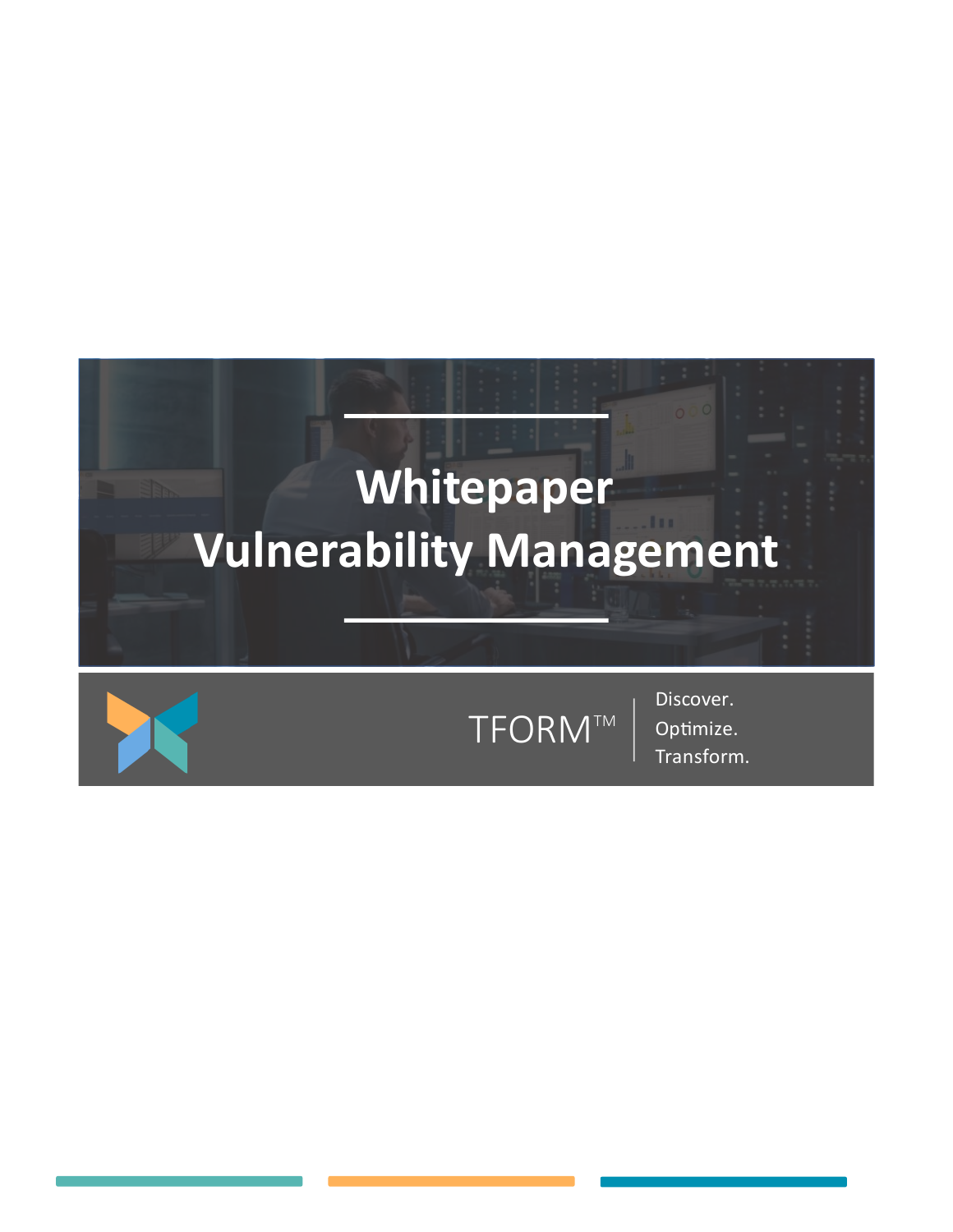# Whitepaper
# Vulnerability Management

TFORM™

Discover.
Optimize.
Transform.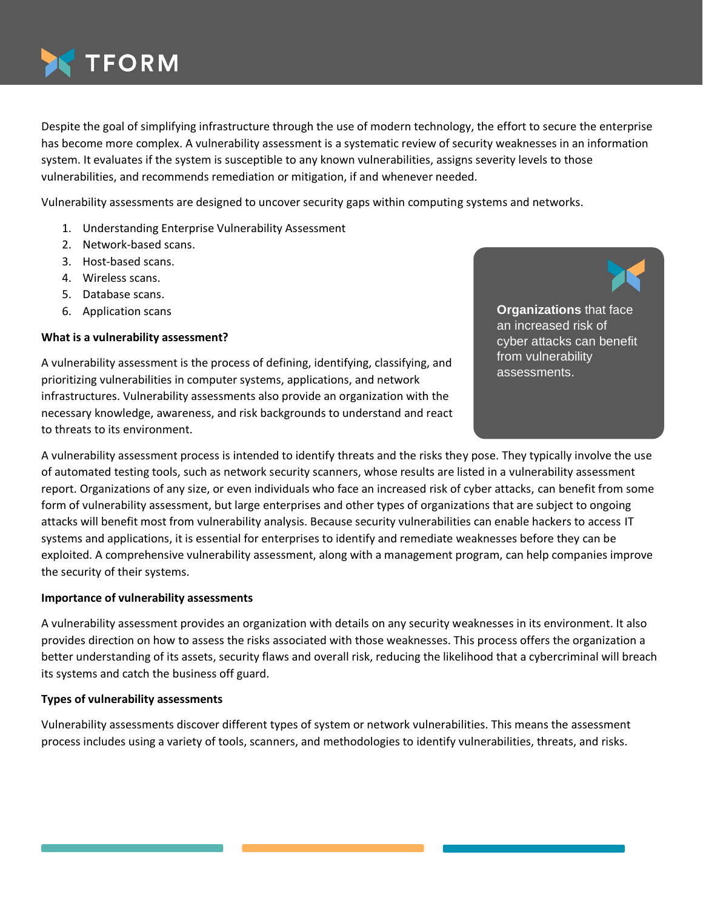Despite the goal of simplifying infrastructure through the use of modern technology, the effort to secure the enterprise has become more complex. A vulnerability assessment is a systematic review of security weaknesses in an information system. It evaluates if the system is susceptible to any known vulnerabilities, assigns severity levels to those vulnerabilities, and recommends remediation or mitigation, if and whenever needed.

Vulnerability assessments are designed to uncover security gaps within computing systems and networks.

1. Understanding Enterprise Vulnerability Assessment
2. Network-based scans.
3. Host-based scans.
4. Wireless scans.
5. Database scans.
6. Application scans

**What is a vulnerability assessment?**

A vulnerability assessment is the process of defining, identifying, classifying, and prioritizing vulnerabilities in computer systems, applications, and network infrastructures. Vulnerability assessments also provide an organization with the necessary knowledge, awareness, and risk backgrounds to understand and react to threats to its environment.

**Organizations** that face an increased risk of cyber attacks can benefit from vulnerability assessments.

A vulnerability assessment process is intended to identify threats and the risks they pose. They typically involve the use of automated testing tools, such as network security scanners, whose results are listed in a vulnerability assessment report. Organizations of any size, or even individuals who face an increased risk of cyber attacks, can benefit from some form of vulnerability assessment, but large enterprises and other types of organizations that are subject to ongoing attacks will benefit most from vulnerability analysis. Because security vulnerabilities can enable hackers to access IT systems and applications, it is essential for enterprises to identify and remediate weaknesses before they can be exploited. A comprehensive vulnerability assessment, along with a management program, can help companies improve the security of their systems.

**Importance of vulnerability assessments**

A vulnerability assessment provides an organization with details on any security weaknesses in its environment. It also provides direction on how to assess the risks associated with those weaknesses. This process offers the organization a better understanding of its assets, security flaws and overall risk, reducing the likelihood that a cybercriminal will breach its systems and catch the business off guard.

**Types of vulnerability assessments**

Vulnerability assessments discover different types of system or network vulnerabilities. This means the assessment process includes using a variety of tools, scanners, and methodologies to identify vulnerabilities, threats, and risks.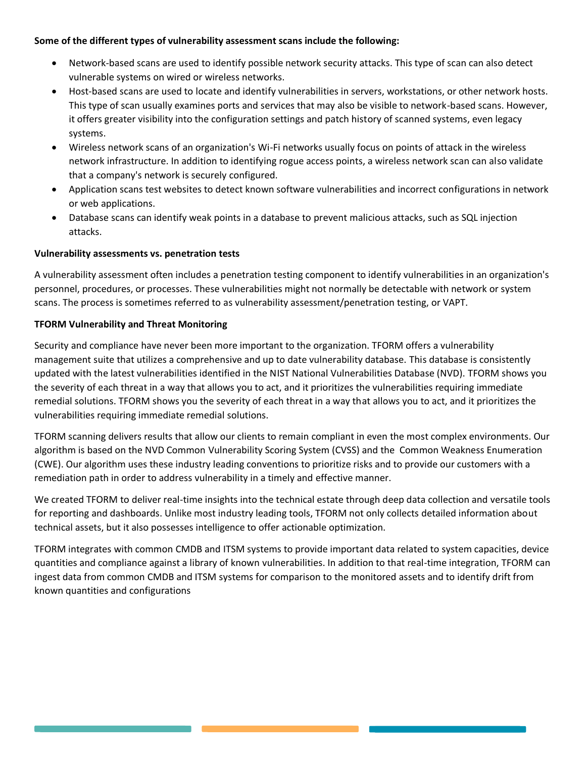**Some of the different types of vulnerability assessment scans include the following:**

- Network-based scans are used to identify possible network security attacks. This type of scan can also detect vulnerable systems on wired or wireless networks.
- Host-based scans are used to locate and identify vulnerabilities in servers, workstations, or other network hosts. This type of scan usually examines ports and services that may also be visible to network-based scans. However, it offers greater visibility into the configuration settings and patch history of scanned systems, even legacy systems.
- Wireless network scans of an organization's Wi-Fi networks usually focus on points of attack in the wireless network infrastructure. In addition to identifying rogue access points, a wireless network scan can also validate that a company's network is securely configured.
- Application scans test websites to detect known software vulnerabilities and incorrect configurations in network or web applications.
- Database scans can identify weak points in a database to prevent malicious attacks, such as SQL injection attacks.

**Vulnerability assessments vs. penetration tests**

A vulnerability assessment often includes a penetration testing component to identify vulnerabilities in an organization's personnel, procedures, or processes. These vulnerabilities might not normally be detectable with network or system scans. The process is sometimes referred to as vulnerability assessment/penetration testing, or VAPT.

**TFORM Vulnerability and Threat Monitoring**

Security and compliance have never been more important to the organization. TFORM offers a vulnerability management suite that utilizes a comprehensive and up to date vulnerability database. This database is consistently updated with the latest vulnerabilities identified in the NIST National Vulnerabilities Database (NVD). TFORM shows you the severity of each threat in a way that allows you to act, and it prioritizes the vulnerabilities requiring immediate remedial solutions. TFORM shows you the severity of each threat in a way that allows you to act, and it prioritizes the vulnerabilities requiring immediate remedial solutions.

TFORM scanning delivers results that allow our clients to remain compliant in even the most complex environments. Our algorithm is based on the NVD Common Vulnerability Scoring System (CVSS) and the Common Weakness Enumeration (CWE). Our algorithm uses these industry leading conventions to prioritize risks and to provide our customers with a remediation path in order to address vulnerability in a timely and effective manner.

We created TFORM to deliver real-time insights into the technical estate through deep data collection and versatile tools for reporting and dashboards. Unlike most industry leading tools, TFORM not only collects detailed information about technical assets, but it also possesses intelligence to offer actionable optimization.

TFORM integrates with common CMDB and ITSM systems to provide important data related to system capacities, device quantities and compliance against a library of known vulnerabilities. In addition to that real-time integration, TFORM can ingest data from common CMDB and ITSM systems for comparison to the monitored assets and to identify drift from known quantities and configurations